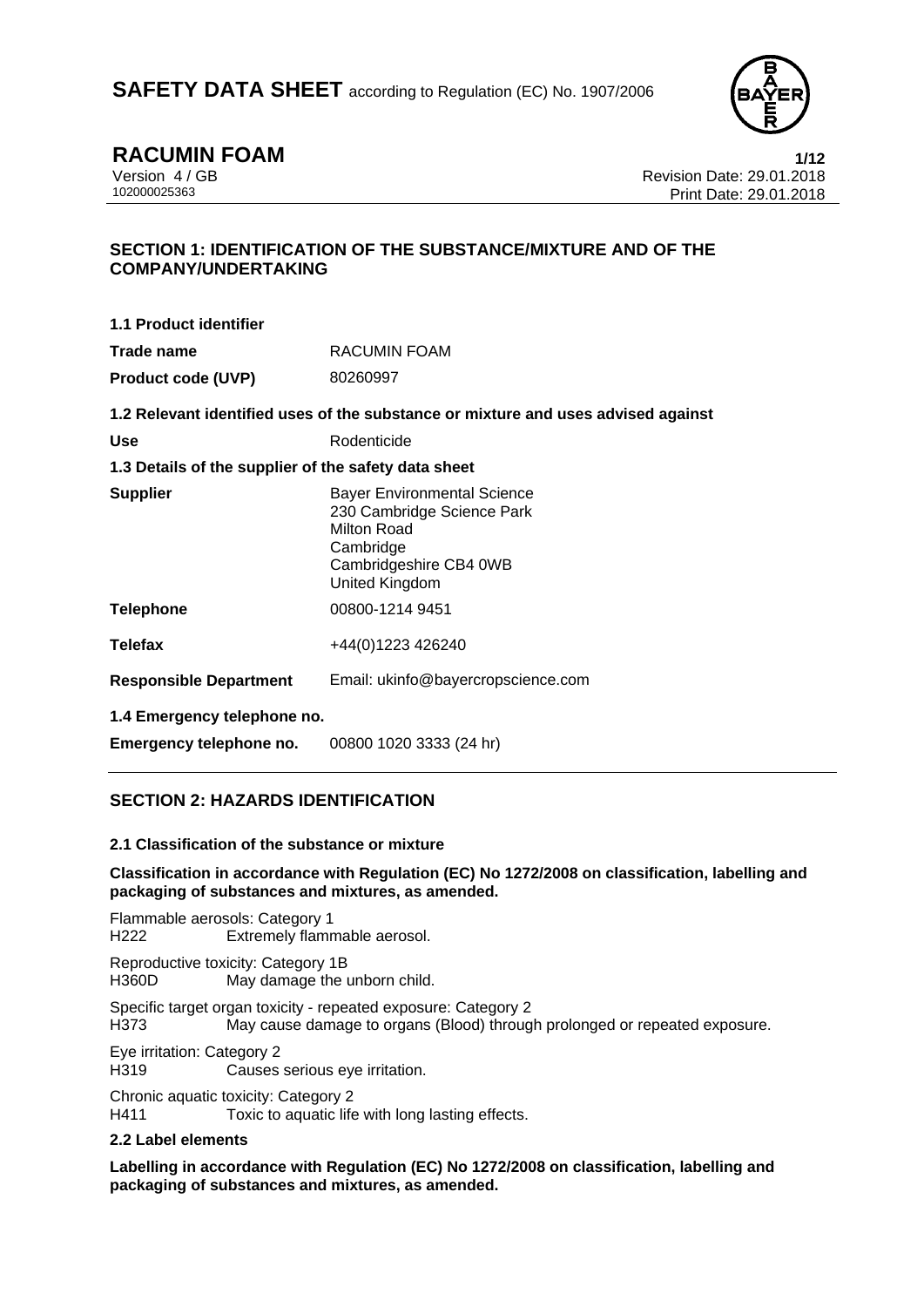# SAFETY DATA SHEET according to Regulation (EC) No. 1907/2006

**RACUMIN FOAM**

Version 4 / GB
102000025363

Revision Date: 29.01.2018
Print Date: 29.01.2018

## SECTION 1: IDENTIFICATION OF THE SUBSTANCE/MIXTURE AND OF THE COMPANY/UNDERTAKING

### 1.1 Product identifier

| | |
|---|---|
| **Trade name** | RACUMIN FOAM |
| **Product code (UVP)** | 80260997 |

### 1.2 Relevant identified uses of the substance or mixture and uses advised against

| | |
|---|---|
| **Use** | Rodenticide |

### 1.3 Details of the supplier of the safety data sheet

| | |
|---|---|
| **Supplier** | Bayer Environmental Science<br>230 Cambridge Science Park<br>Milton Road<br>Cambridge<br>Cambridgeshire CB4 0WB<br>United Kingdom |
| **Telephone** | 00800-1214 9451 |
| **Telefax** | +44(0)1223 426240 |
| **Responsible Department** | Email: ukinfo@bayercropscience.com |

### 1.4 Emergency telephone no.

| | |
|---|---|
| **Emergency telephone no.** | 00800 1020 3333 (24 hr) |

## SECTION 2: HAZARDS IDENTIFICATION

### 2.1 Classification of the substance or mixture

**Classification in accordance with Regulation (EC) No 1272/2008 on classification, labelling and packaging of substances and mixtures, as amended.**

Flammable aerosols: Category 1
H222 Extremely flammable aerosol.

Reproductive toxicity: Category 1B
H360D May damage the unborn child.

Specific target organ toxicity - repeated exposure: Category 2
H373 May cause damage to organs (Blood) through prolonged or repeated exposure.

Eye irritation: Category 2
H319 Causes serious eye irritation.

Chronic aquatic toxicity: Category 2
H411 Toxic to aquatic life with long lasting effects.

### 2.2 Label elements

**Labelling in accordance with Regulation (EC) No 1272/2008 on classification, labelling and packaging of substances and mixtures, as amended.**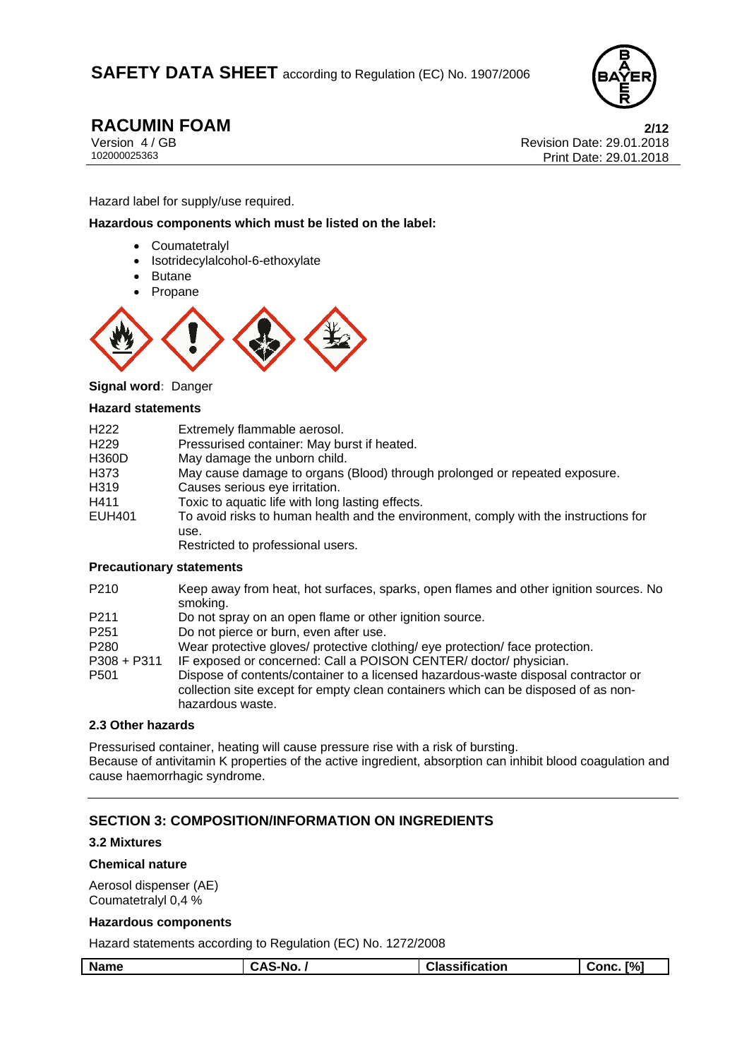Hazard label for supply/use required.

**Hazardous components which must be listed on the label:**

- Coumatetralyl
- Isotridecylalcohol-6-ethoxylate
- Butane
- Propane

**Signal word**: Danger

**Hazard statements**

| | |
|---|---|
| H222 | Extremely flammable aerosol. |
| H229 | Pressurised container: May burst if heated. |
| H360D | May damage the unborn child. |
| H373 | May cause damage to organs (Blood) through prolonged or repeated exposure. |
| H319 | Causes serious eye irritation. |
| H411 | Toxic to aquatic life with long lasting effects. |
| EUH401 | To avoid risks to human health and the environment, comply with the instructions for use. |
| | Restricted to professional users. |

**Precautionary statements**

| | |
|---|---|
| P210 | Keep away from heat, hot surfaces, sparks, open flames and other ignition sources. No smoking. |
| P211 | Do not spray on an open flame or other ignition source. |
| P251 | Do not pierce or burn, even after use. |
| P280 | Wear protective gloves/ protective clothing/ eye protection/ face protection. |
| P308 + P311 | IF exposed or concerned: Call a POISON CENTER/ doctor/ physician. |
| P501 | Dispose of contents/container to a licensed hazardous-waste disposal contractor or collection site except for empty clean containers which can be disposed of as non-hazardous waste. |

### 2.3 Other hazards

Pressurised container, heating will cause pressure rise with a risk of bursting.
Because of antivitamin K properties of the active ingredient, absorption can inhibit blood coagulation and cause haemorrhagic syndrome.

## SECTION 3: COMPOSITION/INFORMATION ON INGREDIENTS

### 3.2 Mixtures

**Chemical nature**

Aerosol dispenser (AE)
Coumatetralyl 0,4 %

**Hazardous components**

Hazard statements according to Regulation (EC) No. 1272/2008

| Name | CAS-No. / | Classification | Conc. [%] |
|---|---|---|---|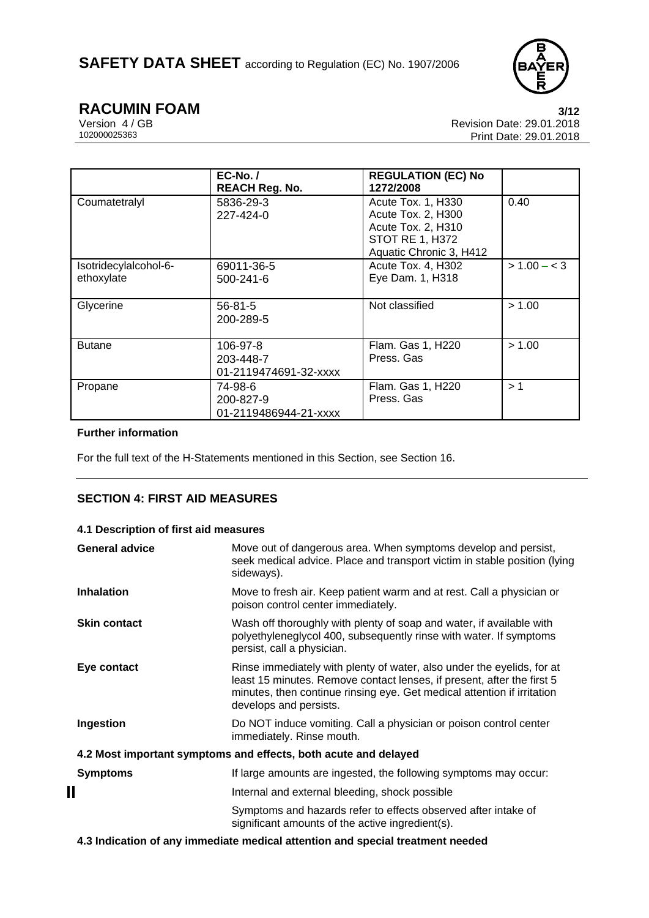| | EC-No. / REACH Reg. No. | REGULATION (EC) No 1272/2008 | |
|---|---|---|---|
| Coumatetralyl | 5836-29-3<br>227-424-0 | Acute Tox. 1, H330<br>Acute Tox. 2, H300<br>Acute Tox. 2, H310<br>STOT RE 1, H372<br>Aquatic Chronic 3, H412 | 0.40 |
| Isotridecylalcohol-6-ethoxylate | 69011-36-5<br>500-241-6 | Acute Tox. 4, H302<br>Eye Dam. 1, H318 | > 1.00 – < 3 |
| Glycerine | 56-81-5<br>200-289-5 | Not classified | > 1.00 |
| Butane | 106-97-8<br>203-448-7<br>01-2119474691-32-xxxx | Flam. Gas 1, H220<br>Press. Gas | > 1.00 |
| Propane | 74-98-6<br>200-827-9<br>01-2119486944-21-xxxx | Flam. Gas 1, H220<br>Press. Gas | > 1 |

**Further information**

For the full text of the H-Statements mentioned in this Section, see Section 16.

## SECTION 4: FIRST AID MEASURES

### 4.1 Description of first aid measures

**General advice** Move out of dangerous area. When symptoms develop and persist, seek medical advice. Place and transport victim in stable position (lying sideways).

**Inhalation** Move to fresh air. Keep patient warm and at rest. Call a physician or poison control center immediately.

**Skin contact** Wash off thoroughly with plenty of soap and water, if available with polyethyleneglycol 400, subsequently rinse with water. If symptoms persist, call a physician.

**Eye contact** Rinse immediately with plenty of water, also under the eyelids, for at least 15 minutes. Remove contact lenses, if present, after the first 5 minutes, then continue rinsing eye. Get medical attention if irritation develops and persists.

**Ingestion** Do NOT induce vomiting. Call a physician or poison control center immediately. Rinse mouth.

### 4.2 Most important symptoms and effects, both acute and delayed

**Symptoms** If large amounts are ingested, the following symptoms may occur:

Internal and external bleeding, shock possible

Symptoms and hazards refer to effects observed after intake of significant amounts of the active ingredient(s).

### 4.3 Indication of any immediate medical attention and special treatment needed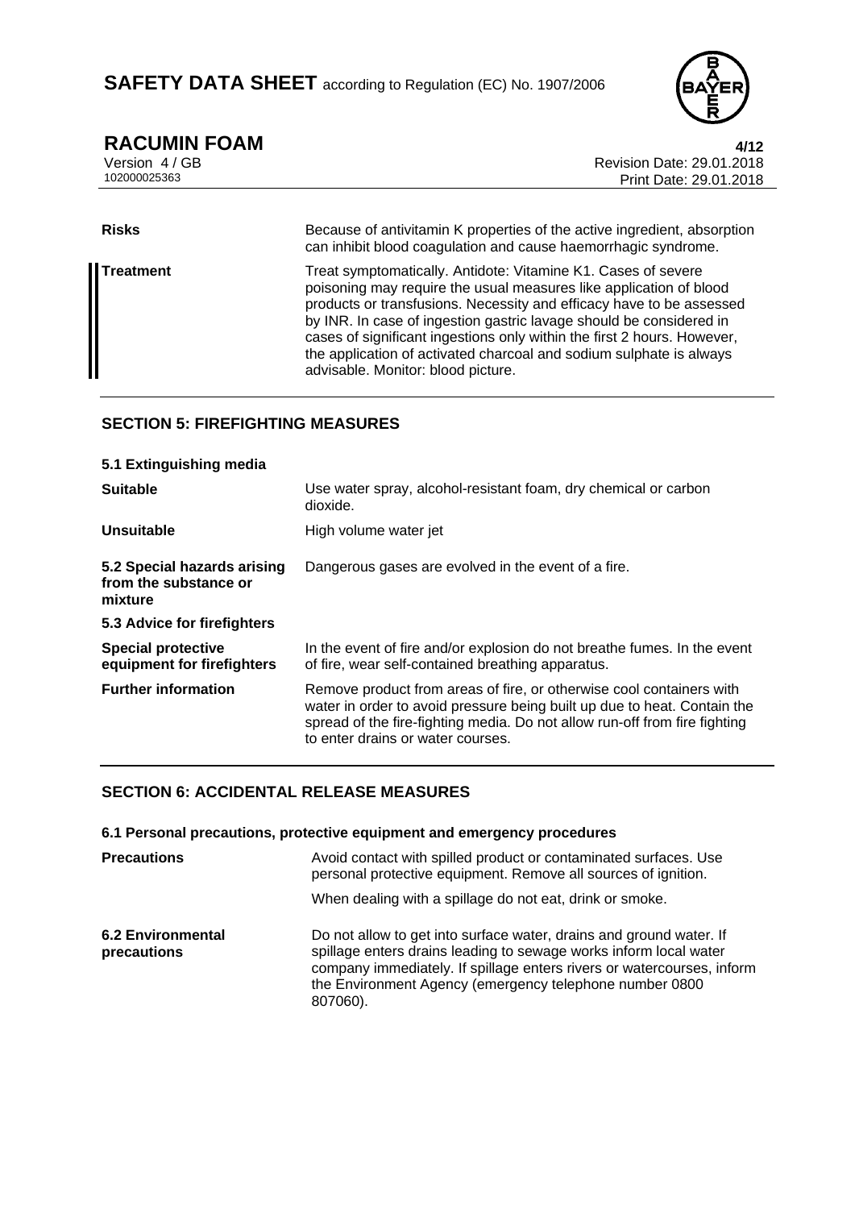| | |
|---|---|
| **Risks** | Because of antivitamin K properties of the active ingredient, absorption can inhibit blood coagulation and cause haemorrhagic syndrome. |
| **Treatment** | Treat symptomatically. Antidote: Vitamine K1. Cases of severe poisoning may require the usual measures like application of blood products or transfusions. Necessity and efficacy have to be assessed by INR. In case of ingestion gastric lavage should be considered in cases of significant ingestions only within the first 2 hours. However, the application of activated charcoal and sodium sulphate is always advisable. Monitor: blood picture. |

## SECTION 5: FIREFIGHTING MEASURES

**5.1 Extinguishing media**

| | |
|---|---|
| **Suitable** | Use water spray, alcohol-resistant foam, dry chemical or carbon dioxide. |
| **Unsuitable** | High volume water jet |
| **5.2 Special hazards arising from the substance or mixture** | Dangerous gases are evolved in the event of a fire. |

**5.3 Advice for firefighters**

| | |
|---|---|
| **Special protective equipment for firefighters** | In the event of fire and/or explosion do not breathe fumes. In the event of fire, wear self-contained breathing apparatus. |
| **Further information** | Remove product from areas of fire, or otherwise cool containers with water in order to avoid pressure being built up due to heat. Contain the spread of the fire-fighting media. Do not allow run-off from fire fighting to enter drains or water courses. |

## SECTION 6: ACCIDENTAL RELEASE MEASURES

**6.1 Personal precautions, protective equipment and emergency procedures**

| | |
|---|---|
| **Precautions** | Avoid contact with spilled product or contaminated surfaces. Use personal protective equipment. Remove all sources of ignition. When dealing with a spillage do not eat, drink or smoke. |
| **6.2 Environmental precautions** | Do not allow to get into surface water, drains and ground water. If spillage enters drains leading to sewage works inform local water company immediately. If spillage enters rivers or watercourses, inform the Environment Agency (emergency telephone number 0800 807060). |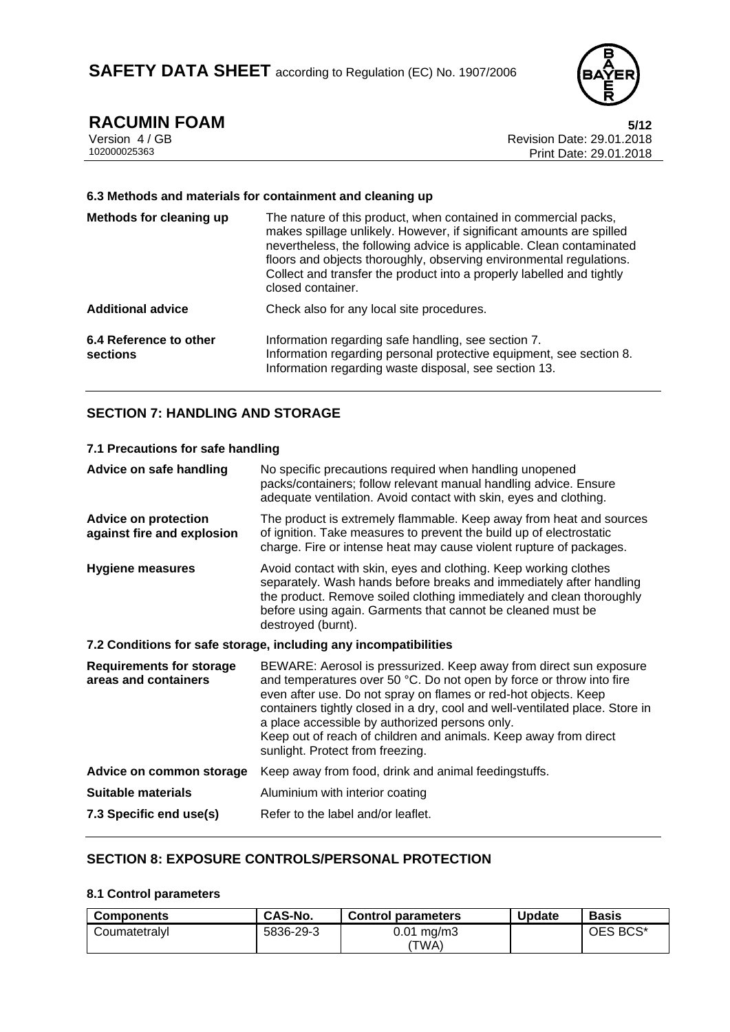### 6.3 Methods and materials for containment and cleaning up

| | |
|---|---|
| **Methods for cleaning up** | The nature of this product, when contained in commercial packs, makes spillage unlikely. However, if significant amounts are spilled nevertheless, the following advice is applicable. Clean contaminated floors and objects thoroughly, observing environmental regulations. Collect and transfer the product into a properly labelled and tightly closed container. |
| **Additional advice** | Check also for any local site procedures. |
| **6.4 Reference to other sections** | Information regarding safe handling, see section 7. Information regarding personal protective equipment, see section 8. Information regarding waste disposal, see section 13. |

## SECTION 7: HANDLING AND STORAGE

### 7.1 Precautions for safe handling

| | |
|---|---|
| **Advice on safe handling** | No specific precautions required when handling unopened packs/containers; follow relevant manual handling advice. Ensure adequate ventilation. Avoid contact with skin, eyes and clothing. |
| **Advice on protection against fire and explosion** | The product is extremely flammable. Keep away from heat and sources of ignition. Take measures to prevent the build up of electrostatic charge. Fire or intense heat may cause violent rupture of packages. |
| **Hygiene measures** | Avoid contact with skin, eyes and clothing. Keep working clothes separately. Wash hands before breaks and immediately after handling the product. Remove soiled clothing immediately and clean thoroughly before using again. Garments that cannot be cleaned must be destroyed (burnt). |

### 7.2 Conditions for safe storage, including any incompatibilities

| | |
|---|---|
| **Requirements for storage areas and containers** | BEWARE: Aerosol is pressurized. Keep away from direct sun exposure and temperatures over 50 °C. Do not open by force or throw into fire even after use. Do not spray on flames or red-hot objects. Keep containers tightly closed in a dry, cool and well-ventilated place. Store in a place accessible by authorized persons only. Keep out of reach of children and animals. Keep away from direct sunlight. Protect from freezing. |
| **Advice on common storage** | Keep away from food, drink and animal feedingstuffs. |
| **Suitable materials** | Aluminium with interior coating |
| **7.3 Specific end use(s)** | Refer to the label and/or leaflet. |

## SECTION 8: EXPOSURE CONTROLS/PERSONAL PROTECTION

### 8.1 Control parameters

| Components | CAS-No. | Control parameters | Update | Basis |
|---|---|---|---|---|
| Coumatetralyl | 5836-29-3 | 0.01 mg/m3 (TWA) | | OES BCS* |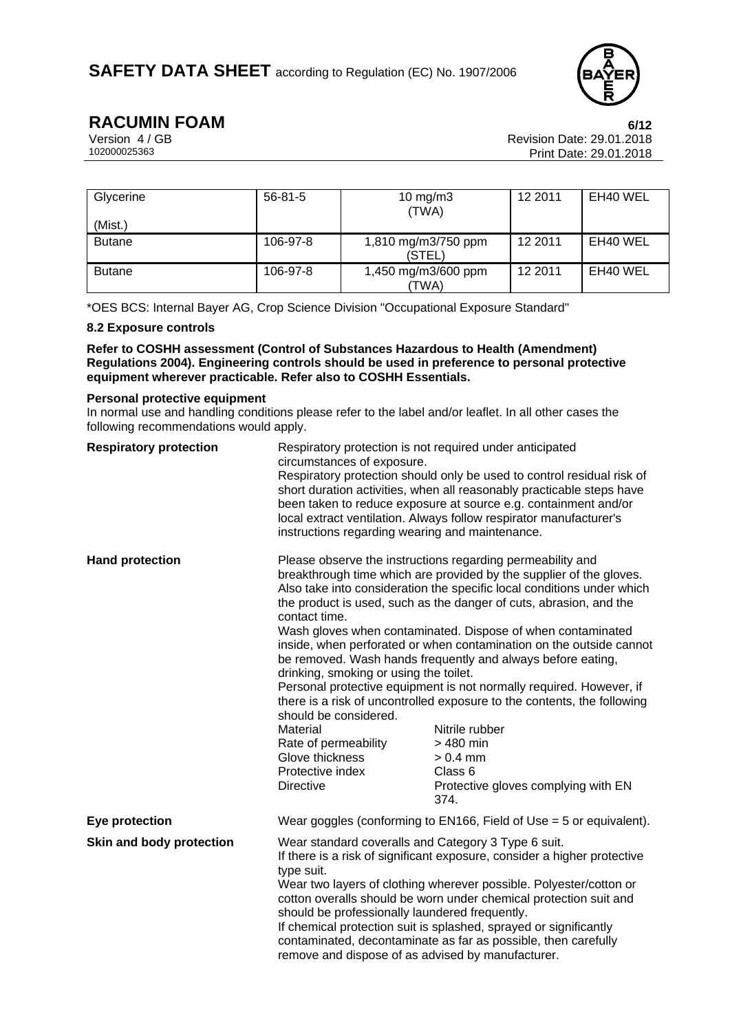| Glycerine (Mist.) | 56-81-5 | 10 mg/m3 (TWA) | 12 2011 | EH40 WEL |
|---|---|---|---|---|
| Butane | 106-97-8 | 1,810 mg/m3/750 ppm (STEL) | 12 2011 | EH40 WEL |
| Butane | 106-97-8 | 1,450 mg/m3/600 ppm (TWA) | 12 2011 | EH40 WEL |

*OES BCS: Internal Bayer AG, Crop Science Division "Occupational Exposure Standard"

### 8.2 Exposure controls

**Refer to COSHH assessment (Control of Substances Hazardous to Health (Amendment) Regulations 2004). Engineering controls should be used in preference to personal protective equipment wherever practicable. Refer also to COSHH Essentials.**

**Personal protective equipment**

In normal use and handling conditions please refer to the label and/or leaflet. In all other cases the following recommendations would apply.

**Respiratory protection**

Respiratory protection is not required under anticipated circumstances of exposure.
Respiratory protection should only be used to control residual risk of short duration activities, when all reasonably practicable steps have been taken to reduce exposure at source e.g. containment and/or local extract ventilation. Always follow respirator manufacturer's instructions regarding wearing and maintenance.

**Hand protection**

Please observe the instructions regarding permeability and breakthrough time which are provided by the supplier of the gloves. Also take into consideration the specific local conditions under which the product is used, such as the danger of cuts, abrasion, and the contact time.
Wash gloves when contaminated. Dispose of when contaminated inside, when perforated or when contamination on the outside cannot be removed. Wash hands frequently and always before eating, drinking, smoking or using the toilet.
Personal protective equipment is not normally required. However, if there is a risk of uncontrolled exposure to the contents, the following should be considered.

| | |
|---|---|
| Material | Nitrile rubber |
| Rate of permeability | > 480 min |
| Glove thickness | > 0.4 mm |
| Protective index | Class 6 |
| Directive | Protective gloves complying with EN 374. |

**Eye protection**

Wear goggles (conforming to EN166, Field of Use = 5 or equivalent).

**Skin and body protection**

Wear standard coveralls and Category 3 Type 6 suit.
If there is a risk of significant exposure, consider a higher protective type suit.
Wear two layers of clothing wherever possible. Polyester/cotton or cotton overalls should be worn under chemical protection suit and should be professionally laundered frequently.
If chemical protection suit is splashed, sprayed or significantly contaminated, decontaminate as far as possible, then carefully remove and dispose of as advised by manufacturer.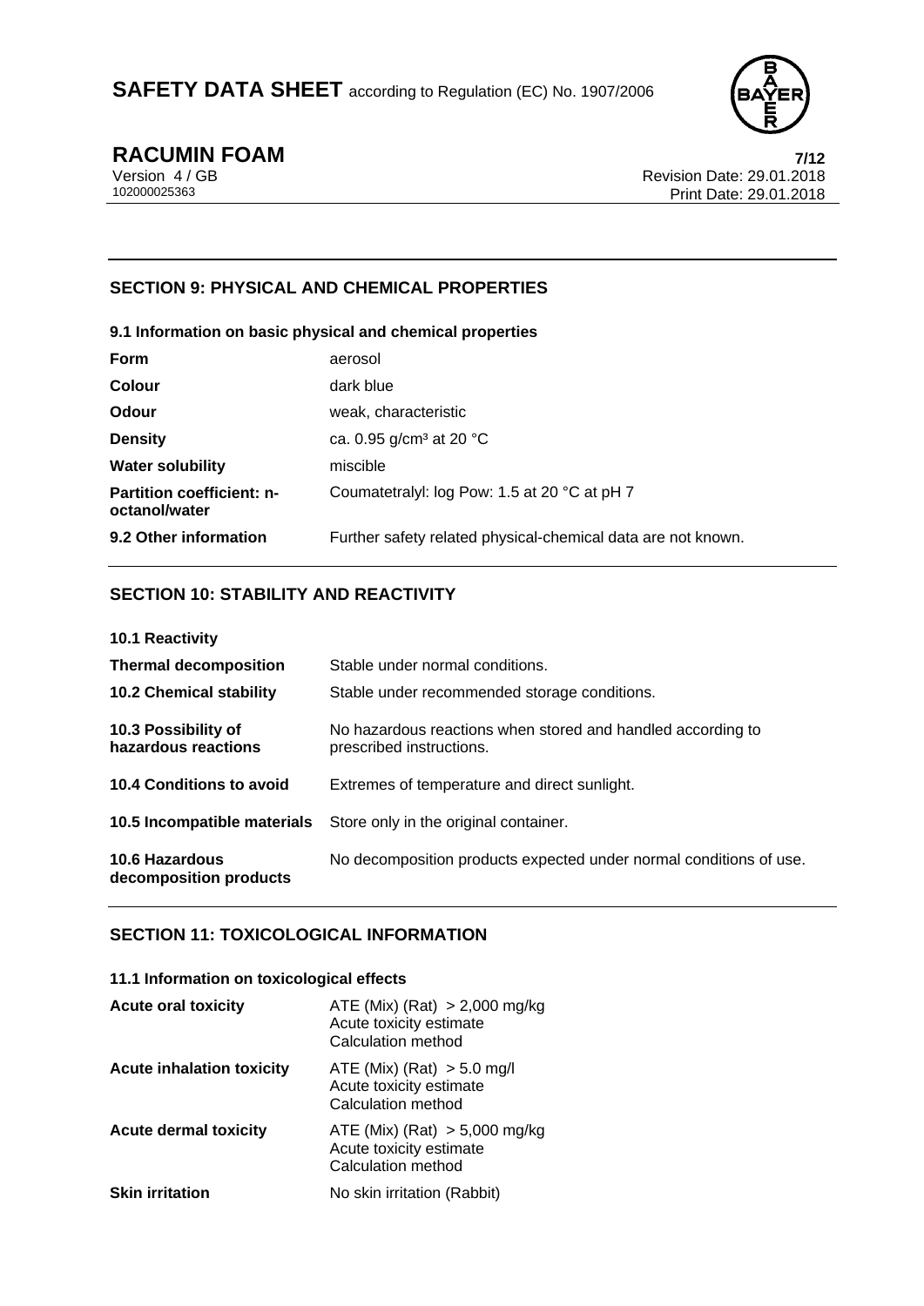## SECTION 9: PHYSICAL AND CHEMICAL PROPERTIES

### 9.1 Information on basic physical and chemical properties

| | |
|---|---|
| **Form** | aerosol |
| **Colour** | dark blue |
| **Odour** | weak, characteristic |
| **Density** | ca. 0.95 g/cm³ at 20 °C |
| **Water solubility** | miscible |
| **Partition coefficient: n-octanol/water** | Coumatetralyl: log Pow: 1.5 at 20 °C at pH 7 |
| **9.2 Other information** | Further safety related physical-chemical data are not known. |

## SECTION 10: STABILITY AND REACTIVITY

| | |
|---|---|
| **10.1 Reactivity** | |
| **Thermal decomposition** | Stable under normal conditions. |
| **10.2 Chemical stability** | Stable under recommended storage conditions. |
| **10.3 Possibility of hazardous reactions** | No hazardous reactions when stored and handled according to prescribed instructions. |
| **10.4 Conditions to avoid** | Extremes of temperature and direct sunlight. |
| **10.5 Incompatible materials** | Store only in the original container. |
| **10.6 Hazardous decomposition products** | No decomposition products expected under normal conditions of use. |

## SECTION 11: TOXICOLOGICAL INFORMATION

### 11.1 Information on toxicological effects

| | |
|---|---|
| **Acute oral toxicity** | ATE (Mix) (Rat) > 2,000 mg/kg<br>Acute toxicity estimate<br>Calculation method |
| **Acute inhalation toxicity** | ATE (Mix) (Rat) > 5.0 mg/l<br>Acute toxicity estimate<br>Calculation method |
| **Acute dermal toxicity** | ATE (Mix) (Rat) > 5,000 mg/kg<br>Acute toxicity estimate<br>Calculation method |
| **Skin irritation** | No skin irritation (Rabbit) |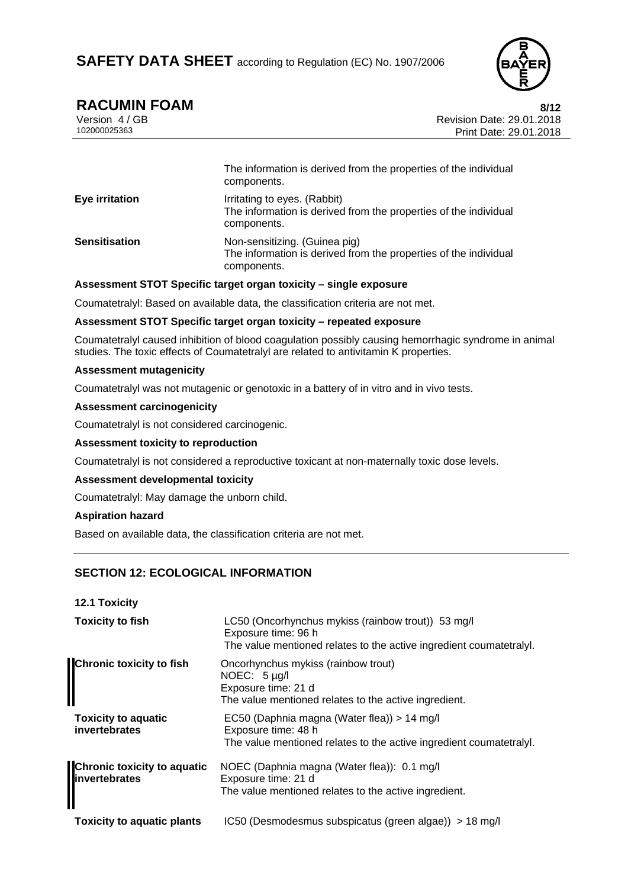| | |
|---|---|
| | The information is derived from the properties of the individual components. |
| **Eye irritation** | Irritating to eyes. (Rabbit)<br>The information is derived from the properties of the individual components. |
| **Sensitisation** | Non-sensitizing. (Guinea pig)<br>The information is derived from the properties of the individual components. |

**Assessment STOT Specific target organ toxicity – single exposure**

Coumatetralyl: Based on available data, the classification criteria are not met.

**Assessment STOT Specific target organ toxicity – repeated exposure**

Coumatetralyl caused inhibition of blood coagulation possibly causing hemorrhagic syndrome in animal studies. The toxic effects of Coumatetralyl are related to antivitamin K properties.

**Assessment mutagenicity**

Coumatetralyl was not mutagenic or genotoxic in a battery of in vitro and in vivo tests.

**Assessment carcinogenicity**

Coumatetralyl is not considered carcinogenic.

**Assessment toxicity to reproduction**

Coumatetralyl is not considered a reproductive toxicant at non-maternally toxic dose levels.

**Assessment developmental toxicity**

Coumatetralyl: May damage the unborn child.

**Aspiration hazard**

Based on available data, the classification criteria are not met.

## SECTION 12: ECOLOGICAL INFORMATION

**12.1 Toxicity**

| | |
|---|---|
| **Toxicity to fish** | LC50 (Oncorhynchus mykiss (rainbow trout)) 53 mg/l<br>Exposure time: 96 h<br>The value mentioned relates to the active ingredient coumatetralyl. |
| **Chronic toxicity to fish** | Oncorhynchus mykiss (rainbow trout)<br>NOEC: 5 µg/l<br>Exposure time: 21 d<br>The value mentioned relates to the active ingredient. |
| **Toxicity to aquatic invertebrates** | EC50 (Daphnia magna (Water flea)) > 14 mg/l<br>Exposure time: 48 h<br>The value mentioned relates to the active ingredient coumatetralyl. |
| **Chronic toxicity to aquatic invertebrates** | NOEC (Daphnia magna (Water flea)): 0.1 mg/l<br>Exposure time: 21 d<br>The value mentioned relates to the active ingredient. |
| **Toxicity to aquatic plants** | IC50 (Desmodesmus subspicatus (green algae)) > 18 mg/l |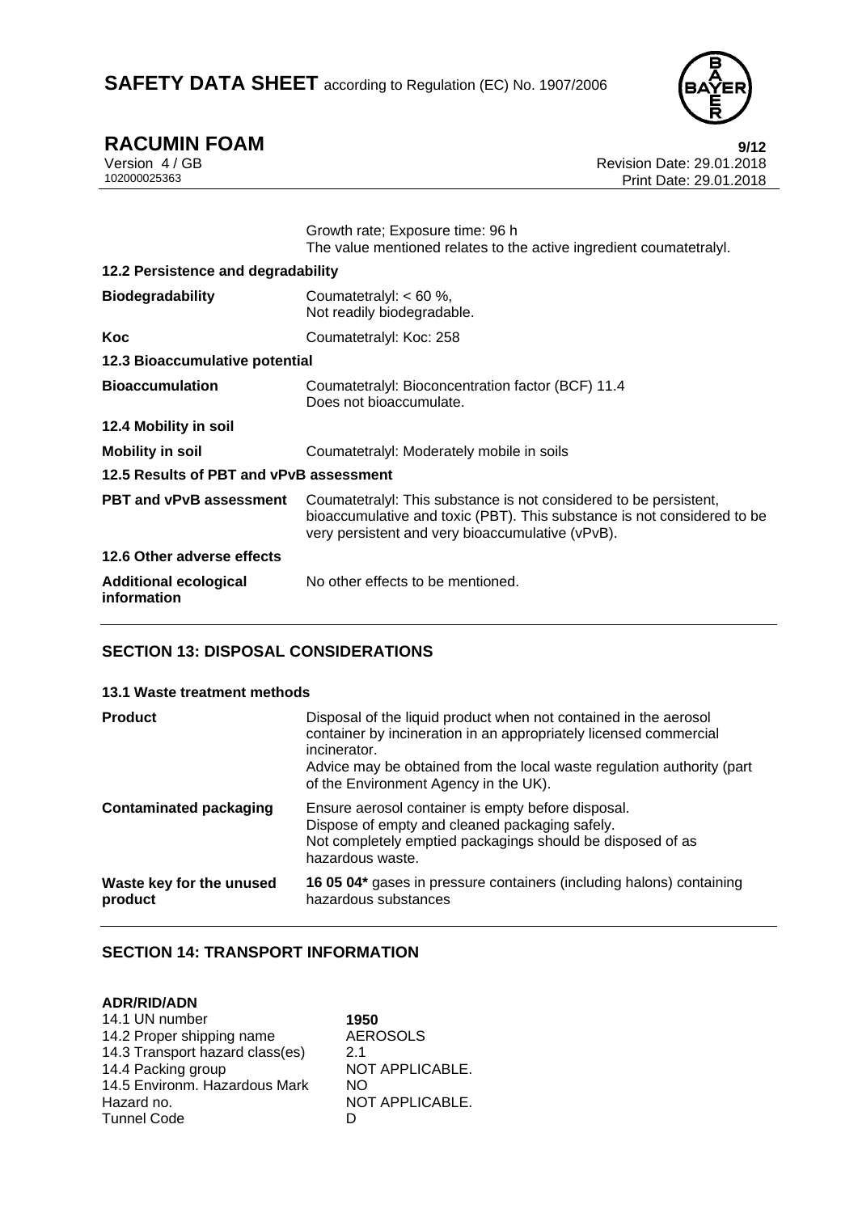Growth rate; Exposure time: 96 h
The value mentioned relates to the active ingredient coumatetralyl.

### 12.2 Persistence and degradability

| | |
|---|---|
| **Biodegradability** | Coumatetralyl: < 60 %, Not readily biodegradable. |
| **Koc** | Coumatetralyl: Koc: 258 |

### 12.3 Bioaccumulative potential

| | |
|---|---|
| **Bioaccumulation** | Coumatetralyl: Bioconcentration factor (BCF) 11.4 Does not bioaccumulate. |

### 12.4 Mobility in soil

| | |
|---|---|
| **Mobility in soil** | Coumatetralyl: Moderately mobile in soils |

### 12.5 Results of PBT and vPvB assessment

| | |
|---|---|
| **PBT and vPvB assessment** | Coumatetralyl: This substance is not considered to be persistent, bioaccumulative and toxic (PBT). This substance is not considered to be very persistent and very bioaccumulative (vPvB). |

### 12.6 Other adverse effects

| | |
|---|---|
| **Additional ecological information** | No other effects to be mentioned. |

## SECTION 13: DISPOSAL CONSIDERATIONS

### 13.1 Waste treatment methods

| | |
|---|---|
| **Product** | Disposal of the liquid product when not contained in the aerosol container by incineration in an appropriately licensed commercial incinerator. Advice may be obtained from the local waste regulation authority (part of the Environment Agency in the UK). |
| **Contaminated packaging** | Ensure aerosol container is empty before disposal. Dispose of empty and cleaned packaging safely. Not completely emptied packagings should be disposed of as hazardous waste. |
| **Waste key for the unused product** | **16 05 04*** gases in pressure containers (including halons) containing hazardous substances |

## SECTION 14: TRANSPORT INFORMATION

**ADR/RID/ADN**

| | |
|---|---|
| 14.1 UN number | **1950** |
| 14.2 Proper shipping name | AEROSOLS |
| 14.3 Transport hazard class(es) | 2.1 |
| 14.4 Packing group | NOT APPLICABLE. |
| 14.5 Environm. Hazardous Mark | NO |
| Hazard no. | NOT APPLICABLE. |
| Tunnel Code | D |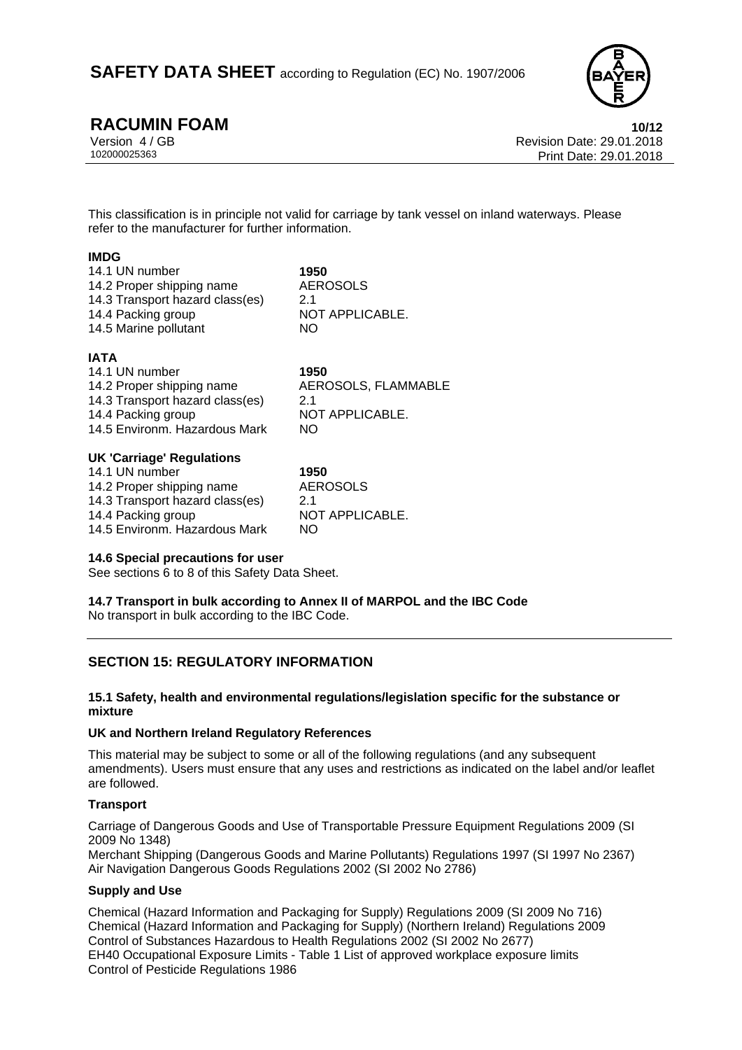This classification is in principle not valid for carriage by tank vessel on inland waterways. Please refer to the manufacturer for further information.

**IMDG**

| | |
|---|---|
| 14.1 UN number | **1950** |
| 14.2 Proper shipping name | AEROSOLS |
| 14.3 Transport hazard class(es) | 2.1 |
| 14.4 Packing group | NOT APPLICABLE. |
| 14.5 Marine pollutant | NO |

**IATA**

| | |
|---|---|
| 14.1 UN number | **1950** |
| 14.2 Proper shipping name | AEROSOLS, FLAMMABLE |
| 14.3 Transport hazard class(es) | 2.1 |
| 14.4 Packing group | NOT APPLICABLE. |
| 14.5 Environm. Hazardous Mark | NO |

**UK 'Carriage' Regulations**

| | |
|---|---|
| 14.1 UN number | **1950** |
| 14.2 Proper shipping name | AEROSOLS |
| 14.3 Transport hazard class(es) | 2.1 |
| 14.4 Packing group | NOT APPLICABLE. |
| 14.5 Environm. Hazardous Mark | NO |

**14.6 Special precautions for user**

See sections 6 to 8 of this Safety Data Sheet.

**14.7 Transport in bulk according to Annex II of MARPOL and the IBC Code**

No transport in bulk according to the IBC Code.

## SECTION 15: REGULATORY INFORMATION

**15.1 Safety, health and environmental regulations/legislation specific for the substance or mixture**

**UK and Northern Ireland Regulatory References**

This material may be subject to some or all of the following regulations (and any subsequent amendments). Users must ensure that any uses and restrictions as indicated on the label and/or leaflet are followed.

**Transport**

Carriage of Dangerous Goods and Use of Transportable Pressure Equipment Regulations 2009 (SI 2009 No 1348)
Merchant Shipping (Dangerous Goods and Marine Pollutants) Regulations 1997 (SI 1997 No 2367)
Air Navigation Dangerous Goods Regulations 2002 (SI 2002 No 2786)

**Supply and Use**

Chemical (Hazard Information and Packaging for Supply) Regulations 2009 (SI 2009 No 716)
Chemical (Hazard Information and Packaging for Supply) (Northern Ireland) Regulations 2009
Control of Substances Hazardous to Health Regulations 2002 (SI 2002 No 2677)
EH40 Occupational Exposure Limits - Table 1 List of approved workplace exposure limits
Control of Pesticide Regulations 1986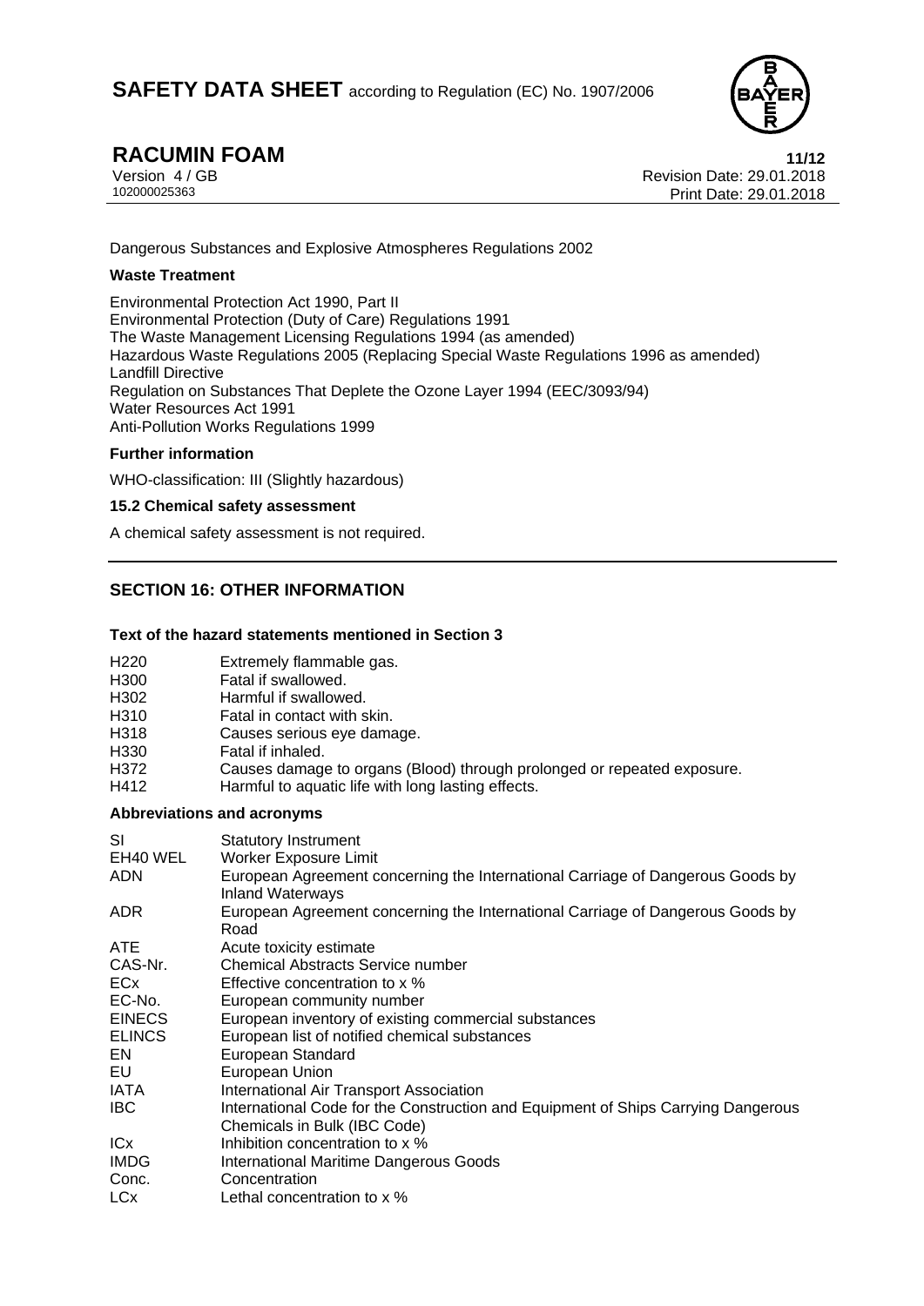Dangerous Substances and Explosive Atmospheres Regulations 2002

**Waste Treatment**

Environmental Protection Act 1990, Part II
Environmental Protection (Duty of Care) Regulations 1991
The Waste Management Licensing Regulations 1994 (as amended)
Hazardous Waste Regulations 2005 (Replacing Special Waste Regulations 1996 as amended)
Landfill Directive
Regulation on Substances That Deplete the Ozone Layer 1994 (EEC/3093/94)
Water Resources Act 1991
Anti-Pollution Works Regulations 1999

**Further information**

WHO-classification: III (Slightly hazardous)

**15.2 Chemical safety assessment**

A chemical safety assessment is not required.

## SECTION 16: OTHER INFORMATION

**Text of the hazard statements mentioned in Section 3**

| | |
|---|---|
| H220 | Extremely flammable gas. |
| H300 | Fatal if swallowed. |
| H302 | Harmful if swallowed. |
| H310 | Fatal in contact with skin. |
| H318 | Causes serious eye damage. |
| H330 | Fatal if inhaled. |
| H372 | Causes damage to organs (Blood) through prolonged or repeated exposure. |
| H412 | Harmful to aquatic life with long lasting effects. |

**Abbreviations and acronyms**

| | |
|---|---|
| SI | Statutory Instrument |
| EH40 WEL | Worker Exposure Limit |
| ADN | European Agreement concerning the International Carriage of Dangerous Goods by Inland Waterways |
| ADR | European Agreement concerning the International Carriage of Dangerous Goods by Road |
| ATE | Acute toxicity estimate |
| CAS-Nr. | Chemical Abstracts Service number |
| ECx | Effective concentration to x % |
| EC-No. | European community number |
| EINECS | European inventory of existing commercial substances |
| ELINCS | European list of notified chemical substances |
| EN | European Standard |
| EU | European Union |
| IATA | International Air Transport Association |
| IBC | International Code for the Construction and Equipment of Ships Carrying Dangerous Chemicals in Bulk (IBC Code) |
| ICx | Inhibition concentration to x % |
| IMDG | International Maritime Dangerous Goods |
| Conc. | Concentration |
| LCx | Lethal concentration to x % |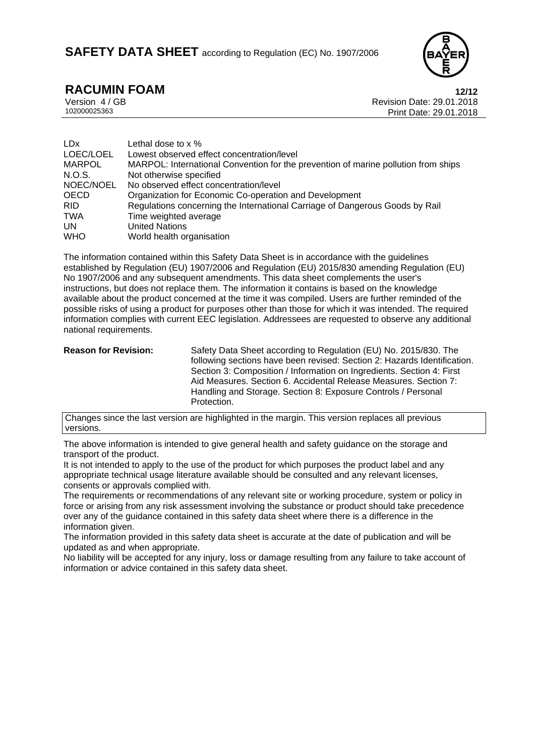| | |
|---|---|
| LDx | Lethal dose to x % |
| LOEC/LOEL | Lowest observed effect concentration/level |
| MARPOL | MARPOL: International Convention for the prevention of marine pollution from ships |
| N.O.S. | Not otherwise specified |
| NOEC/NOEL | No observed effect concentration/level |
| OECD | Organization for Economic Co-operation and Development |
| RID | Regulations concerning the International Carriage of Dangerous Goods by Rail |
| TWA | Time weighted average |
| UN | United Nations |
| WHO | World health organisation |

The information contained within this Safety Data Sheet is in accordance with the guidelines established by Regulation (EU) 1907/2006 and Regulation (EU) 2015/830 amending Regulation (EU) No 1907/2006 and any subsequent amendments. This data sheet complements the user's instructions, but does not replace them. The information it contains is based on the knowledge available about the product concerned at the time it was compiled. Users are further reminded of the possible risks of using a product for purposes other than those for which it was intended. The required information complies with current EEC legislation. Addressees are requested to observe any additional national requirements.

**Reason for Revision:** Safety Data Sheet according to Regulation (EU) No. 2015/830. The following sections have been revised: Section 2: Hazards Identification. Section 3: Composition / Information on Ingredients. Section 4: First Aid Measures. Section 6. Accidental Release Measures. Section 7: Handling and Storage. Section 8: Exposure Controls / Personal Protection.

Changes since the last version are highlighted in the margin. This version replaces all previous versions.

The above information is intended to give general health and safety guidance on the storage and transport of the product.

It is not intended to apply to the use of the product for which purposes the product label and any appropriate technical usage literature available should be consulted and any relevant licenses, consents or approvals complied with.

The requirements or recommendations of any relevant site or working procedure, system or policy in force or arising from any risk assessment involving the substance or product should take precedence over any of the guidance contained in this safety data sheet where there is a difference in the information given.

The information provided in this safety data sheet is accurate at the date of publication and will be updated as and when appropriate.

No liability will be accepted for any injury, loss or damage resulting from any failure to take account of information or advice contained in this safety data sheet.